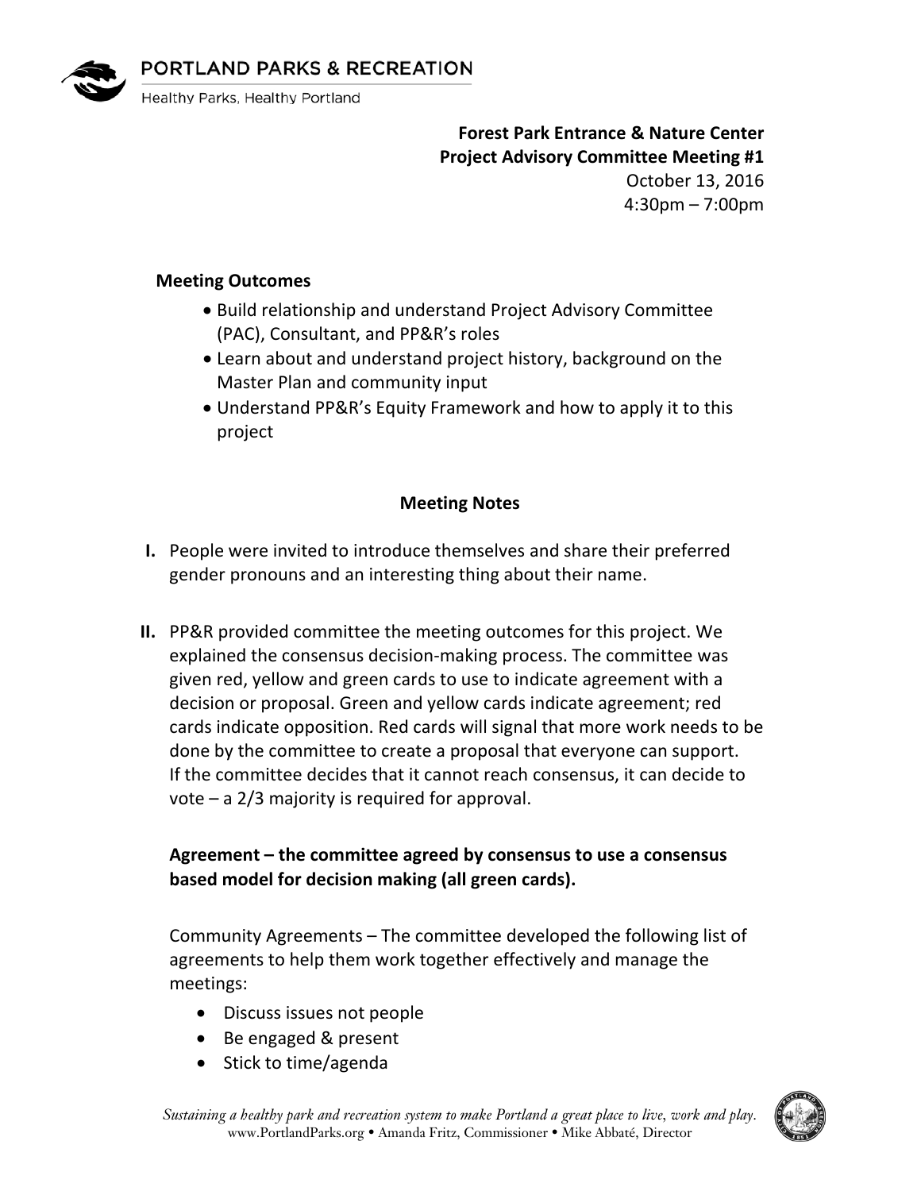PORTLAND PARKS & RECREATION

Healthy Parks, Healthy Portland

**Forest Park Entrance & Nature Center**
**Project Advisory Committee Meeting #1**
October 13, 2016
4:30pm – 7:00pm

**Meeting Outcomes**

- Build relationship and understand Project Advisory Committee (PAC), Consultant, and PP&R's roles
- Learn about and understand project history, background on the Master Plan and community input
- Understand PP&R's Equity Framework and how to apply it to this project

**Meeting Notes**

**I.** People were invited to introduce themselves and share their preferred gender pronouns and an interesting thing about their name.

**II.** PP&R provided committee the meeting outcomes for this project. We explained the consensus decision-making process. The committee was given red, yellow and green cards to use to indicate agreement with a decision or proposal. Green and yellow cards indicate agreement; red cards indicate opposition. Red cards will signal that more work needs to be done by the committee to create a proposal that everyone can support. If the committee decides that it cannot reach consensus, it can decide to vote – a 2/3 majority is required for approval.

**Agreement – the committee agreed by consensus to use a consensus based model for decision making (all green cards).**

Community Agreements – The committee developed the following list of agreements to help them work together effectively and manage the meetings:

- Discuss issues not people
- Be engaged & present
- Stick to time/agenda

*Sustaining a healthy park and recreation system to make Portland a great place to live, work and play.*
www.PortlandParks.org • Amanda Fritz, Commissioner • Mike Abbaté, Director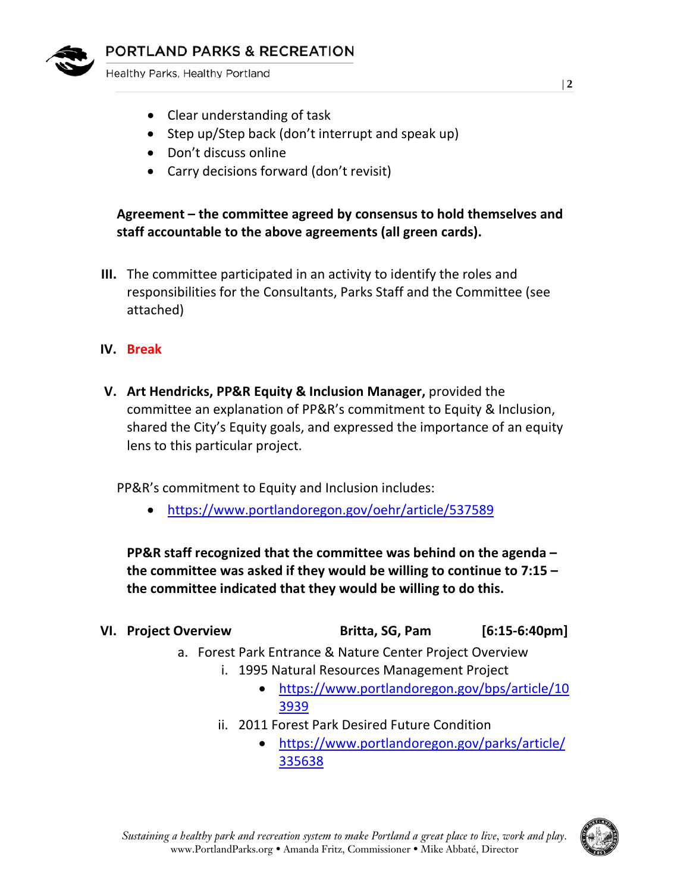- Clear understanding of task
- Step up/Step back (don't interrupt and speak up)
- Don't discuss online
- Carry decisions forward (don't revisit)

**Agreement – the committee agreed by consensus to hold themselves and staff accountable to the above agreements (all green cards).**

III. The committee participated in an activity to identify the roles and responsibilities for the Consultants, Parks Staff and the Committee (see attached)

IV. **Break**

V. **Art Hendricks, PP&R Equity & Inclusion Manager,** provided the committee an explanation of PP&R's commitment to Equity & Inclusion, shared the City's Equity goals, and expressed the importance of an equity lens to this particular project.

PP&R's commitment to Equity and Inclusion includes:

- https://www.portlandoregon.gov/oehr/article/537589

**PP&R staff recognized that the committee was behind on the agenda – the committee was asked if they would be willing to continue to 7:15 – the committee indicated that they would be willing to do this.**

VI. **Project Overview** **Britta, SG, Pam** **[6:15-6:40pm]**

a. Forest Park Entrance & Nature Center Project Overview
   i. 1995 Natural Resources Management Project
      - https://www.portlandoregon.gov/bps/article/103939
   ii. 2011 Forest Park Desired Future Condition
      - https://www.portlandoregon.gov/parks/article/335638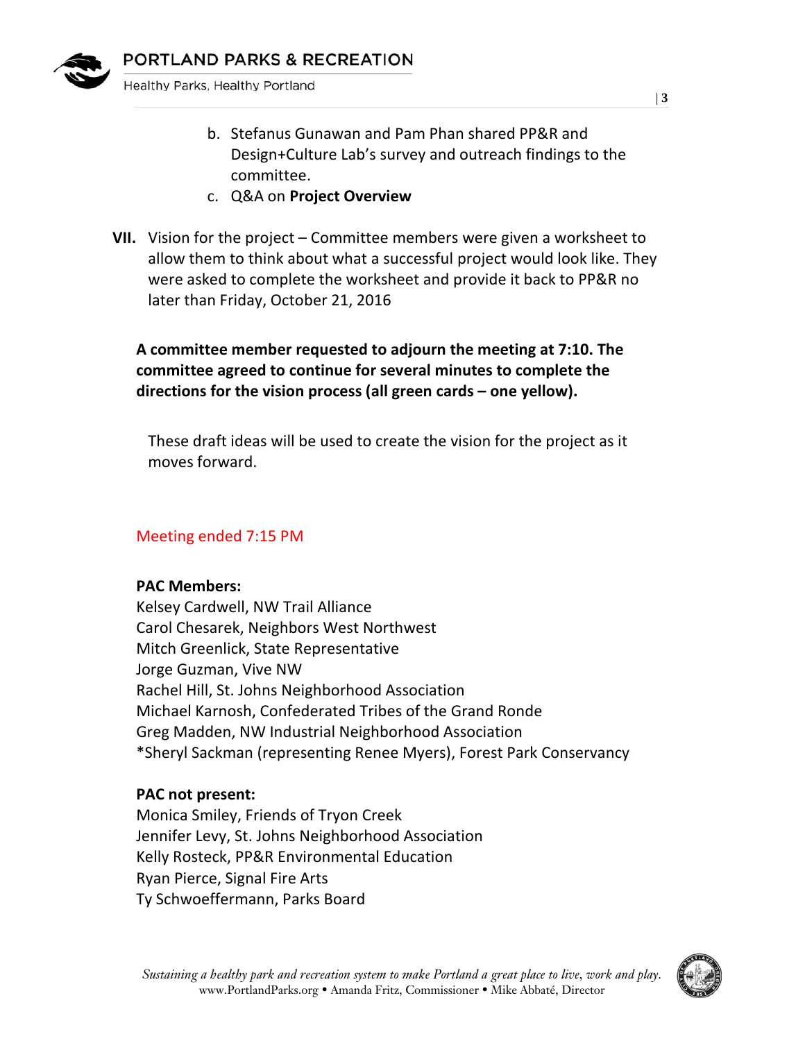b. Stefanus Gunawan and Pam Phan shared PP&R and Design+Culture Lab's survey and outreach findings to the committee.
c. Q&A on **Project Overview**

**VII.** Vision for the project – Committee members were given a worksheet to allow them to think about what a successful project would look like. They were asked to complete the worksheet and provide it back to PP&R no later than Friday, October 21, 2016

**A committee member requested to adjourn the meeting at 7:10. The committee agreed to continue for several minutes to complete the directions for the vision process (all green cards – one yellow).**

These draft ideas will be used to create the vision for the project as it moves forward.

Meeting ended 7:15 PM

**PAC Members:**
Kelsey Cardwell, NW Trail Alliance
Carol Chesarek, Neighbors West Northwest
Mitch Greenlick, State Representative
Jorge Guzman, Vive NW
Rachel Hill, St. Johns Neighborhood Association
Michael Karnosh, Confederated Tribes of the Grand Ronde
Greg Madden, NW Industrial Neighborhood Association
*Sheryl Sackman (representing Renee Myers), Forest Park Conservancy

**PAC not present:**
Monica Smiley, Friends of Tryon Creek
Jennifer Levy, St. Johns Neighborhood Association
Kelly Rosteck, PP&R Environmental Education
Ryan Pierce, Signal Fire Arts
Ty Schwoeffermann, Parks Board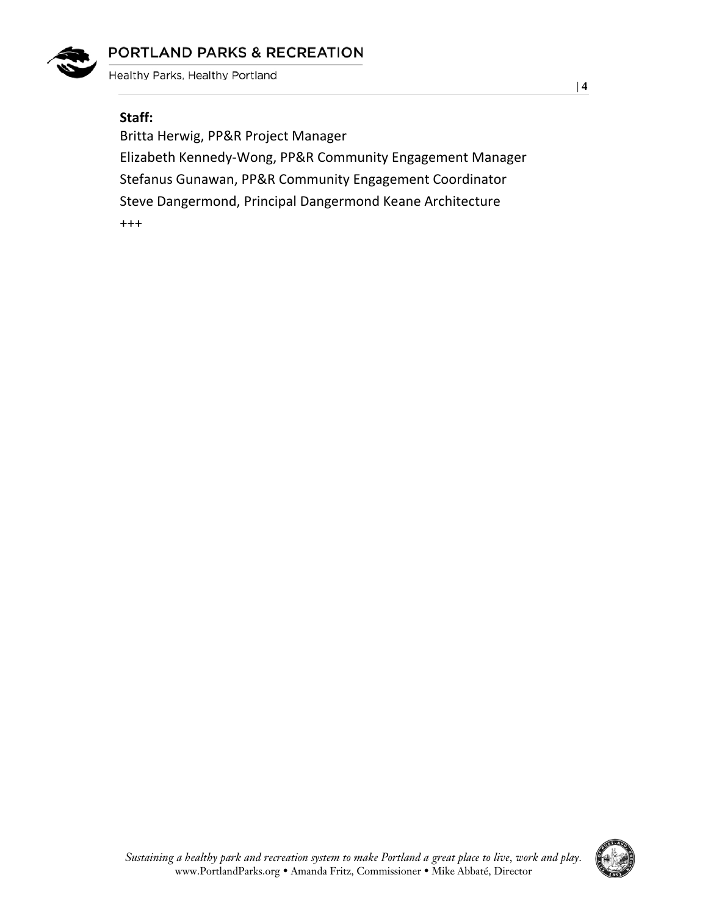**Staff:**

Britta Herwig, PP&R Project Manager

Elizabeth Kennedy-Wong, PP&R Community Engagement Manager

Stefanus Gunawan, PP&R Community Engagement Coordinator

Steve Dangermond, Principal Dangermond Keane Architecture

+++